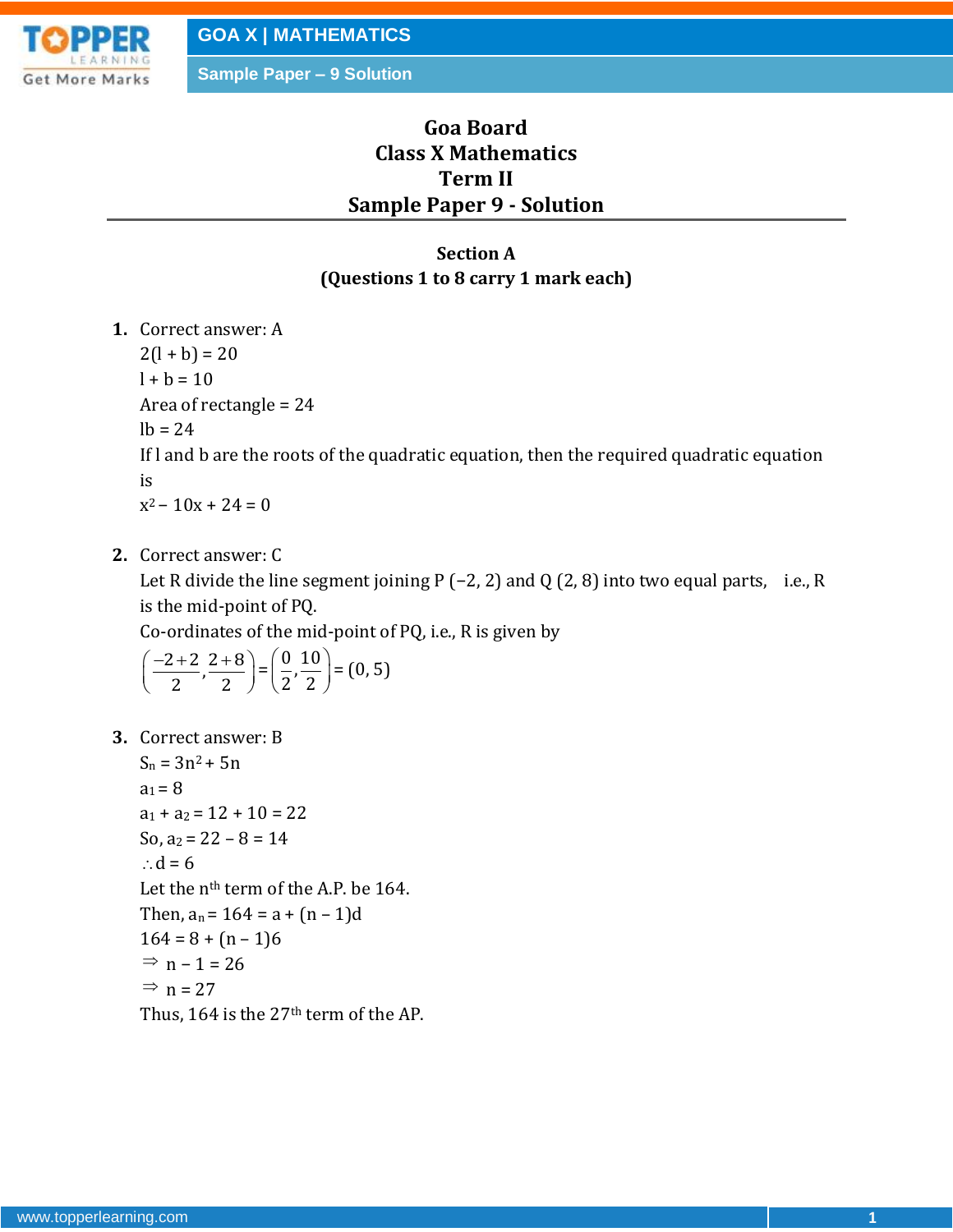# Goa Board
# Class X Mathematics
# Term II
# Sample Paper 9 - Solution

## Section A
**(Questions 1 to 8 carry 1 mark each)**

**1.** Correct answer: A

$2(l + b) = 20$

$l + b = 10$

Area of rectangle = 24

$lb = 24$

If l and b are the roots of the quadratic equation, then the required quadratic equation is

$x^2 - 10x + 24 = 0$

**2.** Correct answer: C

Let R divide the line segment joining P (−2, 2) and Q (2, 8) into two equal parts, i.e., R is the mid-point of PQ.

Co-ordinates of the mid-point of PQ, i.e., R is given by

$$\left(\frac{-2+2}{2}, \frac{2+8}{2}\right) = \left(\frac{0}{2}, \frac{10}{2}\right) = (0, 5)$$

**3.** Correct answer: B

$S_n = 3n^2 + 5n$

$a_1 = 8$

$a_1 + a_2 = 12 + 10 = 22$

So, $a_2 = 22 - 8 = 14$

$\therefore d = 6$

Let the $n^{th}$ term of the A.P. be 164.

Then, $a_n = 164 = a + (n - 1)d$

$164 = 8 + (n - 1)6$

$\Rightarrow n - 1 = 26$

$\Rightarrow n = 27$

Thus, 164 is the $27^{th}$ term of the AP.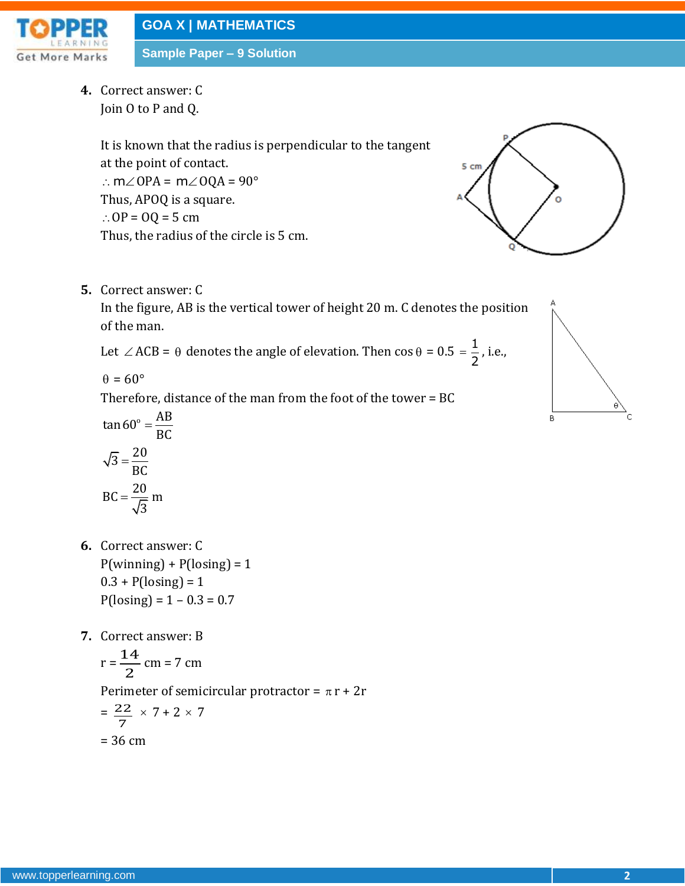**4.** Correct answer: C

Join O to P and Q.

It is known that the radius is perpendicular to the tangent at the point of contact.

$\therefore$ m$\angle$OPA = m$\angle$OQA = 90°

Thus, APOQ is a square.

$\therefore$ OP = OQ = 5 cm

Thus, the radius of the circle is 5 cm.

**5.** Correct answer: C

In the figure, AB is the vertical tower of height 20 m. C denotes the position of the man.

Let $\angle$ACB = $\theta$ denotes the angle of elevation. Then cos $\theta$ = 0.5 $= \frac{1}{2}$, i.e.,

$\theta$ = 60°

Therefore, distance of the man from the foot of the tower = BC

$$\tan 60^\circ = \frac{AB}{BC}$$

$$\sqrt{3} = \frac{20}{BC}$$

$$BC = \frac{20}{\sqrt{3}} \text{ m}$$

**6.** Correct answer: C

P(winning) + P(losing) = 1

0.3 + P(losing) = 1

P(losing) = 1 – 0.3 = 0.7

**7.** Correct answer: B

r = $\frac{14}{2}$ cm = 7 cm

Perimeter of semicircular protractor = $\pi$r + 2r

= $\frac{22}{7} \times 7 + 2 \times 7$

= 36 cm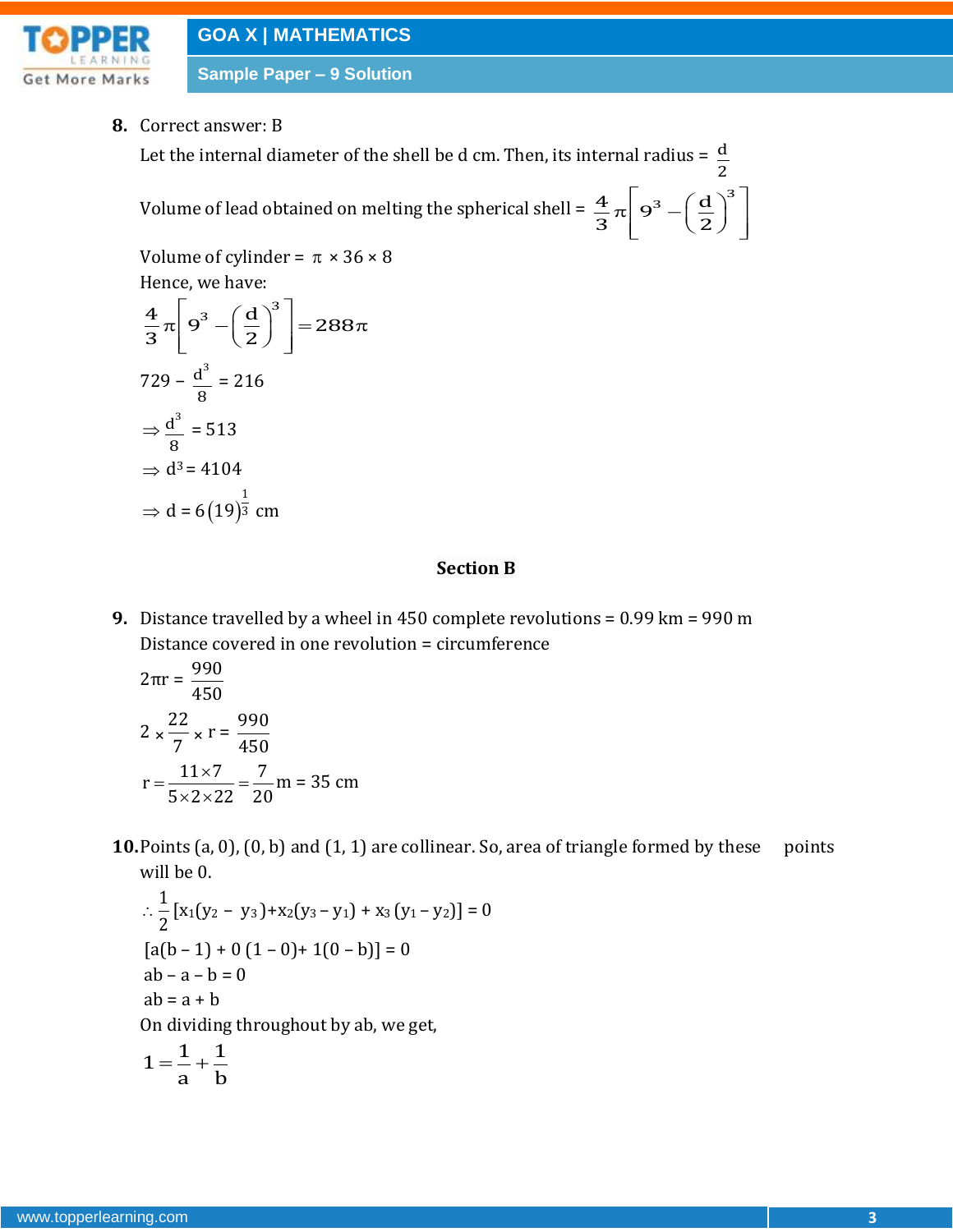**8.** Correct answer: B

Let the internal diameter of the shell be d cm. Then, its internal radius = $\frac{d}{2}$

Volume of lead obtained on melting the spherical shell = $\frac{4}{3}\pi\left[9^3 - \left(\frac{d}{2}\right)^3\right]$

Volume of cylinder = $\pi \times 36 \times 8$

Hence, we have:

$$\frac{4}{3}\pi\left[9^3 - \left(\frac{d}{2}\right)^3\right] = 288\pi$$

$$729 - \frac{d^3}{8} = 216$$

$$\Rightarrow \frac{d^3}{8} = 513$$

$$\Rightarrow d^3 = 4104$$

$$\Rightarrow d = 6(19)^{\frac{1}{3}} \text{ cm}$$

## Section B

**9.** Distance travelled by a wheel in 450 complete revolutions = 0.99 km = 990 m

Distance covered in one revolution = circumference

$$2\pi r = \frac{990}{450}$$

$$2 \times \frac{22}{7} \times r = \frac{990}{450}$$

$$r = \frac{11 \times 7}{5 \times 2 \times 22} = \frac{7}{20} \text{m} = 35 \text{ cm}$$

**10.** Points (a, 0), (0, b) and (1, 1) are collinear. So, area of triangle formed by these points will be 0.

$$\therefore \frac{1}{2}[x_1(y_2 - y_3) + x_2(y_3 - y_1) + x_3(y_1 - y_2)] = 0$$

$$[a(b - 1) + 0(1 - 0) + 1(0 - b)] = 0$$

$$ab - a - b = 0$$

$$ab = a + b$$

On dividing throughout by ab, we get,

$$1 = \frac{1}{a} + \frac{1}{b}$$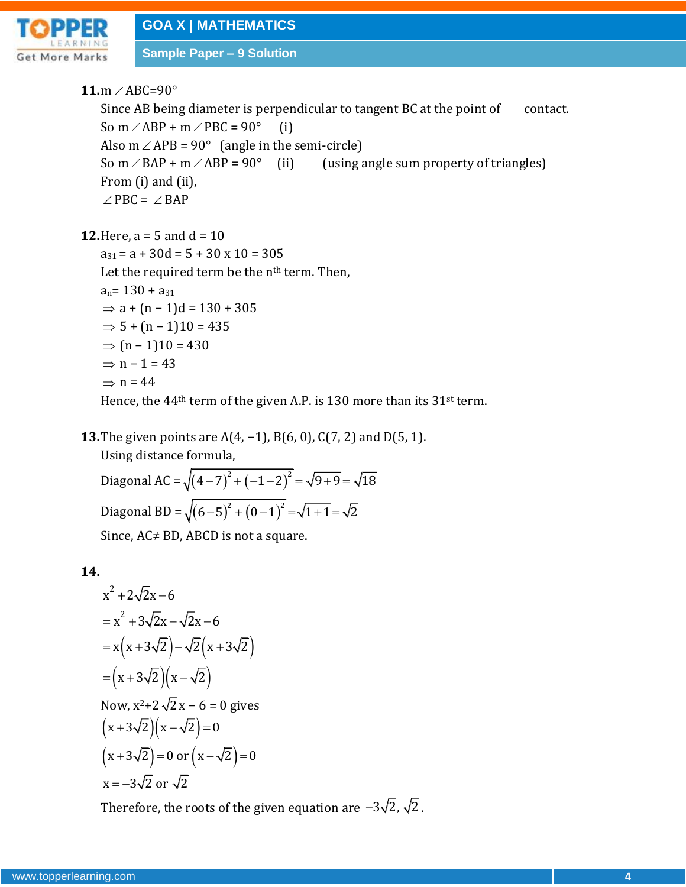**11.** m$\angle$ABC=90°

Since AB being diameter is perpendicular to tangent BC at the point of contact.

So m$\angle$ABP + m$\angle$PBC = 90° (i)

Also m$\angle$APB = 90° (angle in the semi-circle)

So m$\angle$BAP + m$\angle$ABP = 90° (ii) (using angle sum property of triangles)

From (i) and (ii),

$\angle$PBC = $\angle$BAP

**12.** Here, a = 5 and d = 10

$a_{31}$ = a + 30d = 5 + 30 x 10 = 305

Let the required term be the $n^{th}$ term. Then,

$a_n$= 130 + $a_{31}$

$\Rightarrow$ a + (n − 1)d = 130 + 305

$\Rightarrow$ 5 + (n − 1)10 = 435

$\Rightarrow$ (n − 1)10 = 430

$\Rightarrow$ n − 1 = 43

$\Rightarrow$ n = 44

Hence, the $44^{th}$ term of the given A.P. is 130 more than its $31^{st}$ term.

**13.** The given points are A(4, −1), B(6, 0), C(7, 2) and D(5, 1).

Using distance formula,

Diagonal AC = $\sqrt{(4-7)^2+(-1-2)^2}=\sqrt{9+9}=\sqrt{18}$

Diagonal BD = $\sqrt{(6-5)^2+(0-1)^2}=\sqrt{1+1}=\sqrt{2}$

Since, AC≠ BD, ABCD is not a square.

**14.**

$$x^2+2\sqrt{2}x-6$$
$$=x^2+3\sqrt{2}x-\sqrt{2}x-6$$
$$=x\left(x+3\sqrt{2}\right)-\sqrt{2}\left(x+3\sqrt{2}\right)$$
$$=\left(x+3\sqrt{2}\right)\left(x-\sqrt{2}\right)$$

Now, $x^2+2\sqrt{2}x-6=0$ gives

$$\left(x+3\sqrt{2}\right)\left(x-\sqrt{2}\right)=0$$
$$\left(x+3\sqrt{2}\right)=0 \text{ or } \left(x-\sqrt{2}\right)=0$$
$$x=-3\sqrt{2} \text{ or } \sqrt{2}$$

Therefore, the roots of the given equation are $-3\sqrt{2}, \sqrt{2}$.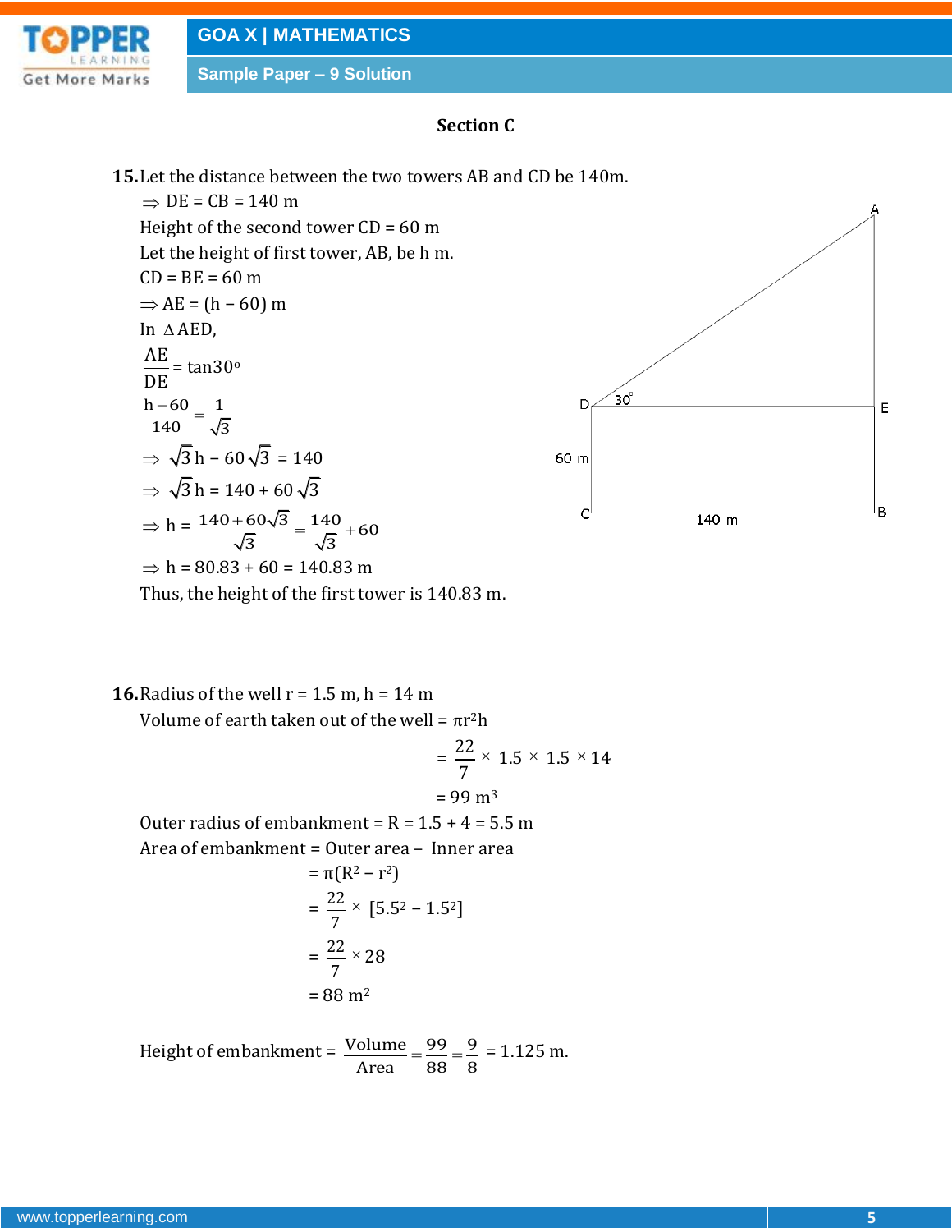## Section C

**15.** Let the distance between the two towers AB and CD be 140m.

$\Rightarrow$ DE = CB = 140 m

Height of the second tower CD = 60 m

Let the height of first tower, AB, be h m.

CD = BE = 60 m

$\Rightarrow$ AE = (h – 60) m

In $\Delta$AED,

$$\frac{AE}{DE} = \tan 30^\circ$$

$$\frac{h-60}{140} = \frac{1}{\sqrt{3}}$$

$$\Rightarrow \sqrt{3}h - 60\sqrt{3} = 140$$

$$\Rightarrow \sqrt{3}h = 140 + 60\sqrt{3}$$

$$\Rightarrow h = \frac{140+60\sqrt{3}}{\sqrt{3}} = \frac{140}{\sqrt{3}} + 60$$

$$\Rightarrow h = 80.83 + 60 = 140.83 \text{ m}$$

Thus, the height of the first tower is 140.83 m.

**16.** Radius of the well r = 1.5 m, h = 14 m

Volume of earth taken out of the well = $\pi r^2 h$

$$= \frac{22}{7} \times 1.5 \times 1.5 \times 14$$

$$= 99 \text{ m}^3$$

Outer radius of embankment = R = 1.5 + 4 = 5.5 m

Area of embankment = Outer area – Inner area

$$= \pi(R^2 - r^2)$$

$$= \frac{22}{7} \times [5.5^2 - 1.5^2]$$

$$= \frac{22}{7} \times 28$$

$$= 88 \text{ m}^2$$

Height of embankment = $\frac{\text{Volume}}{\text{Area}} = \frac{99}{88} = \frac{9}{8}$ = 1.125 m.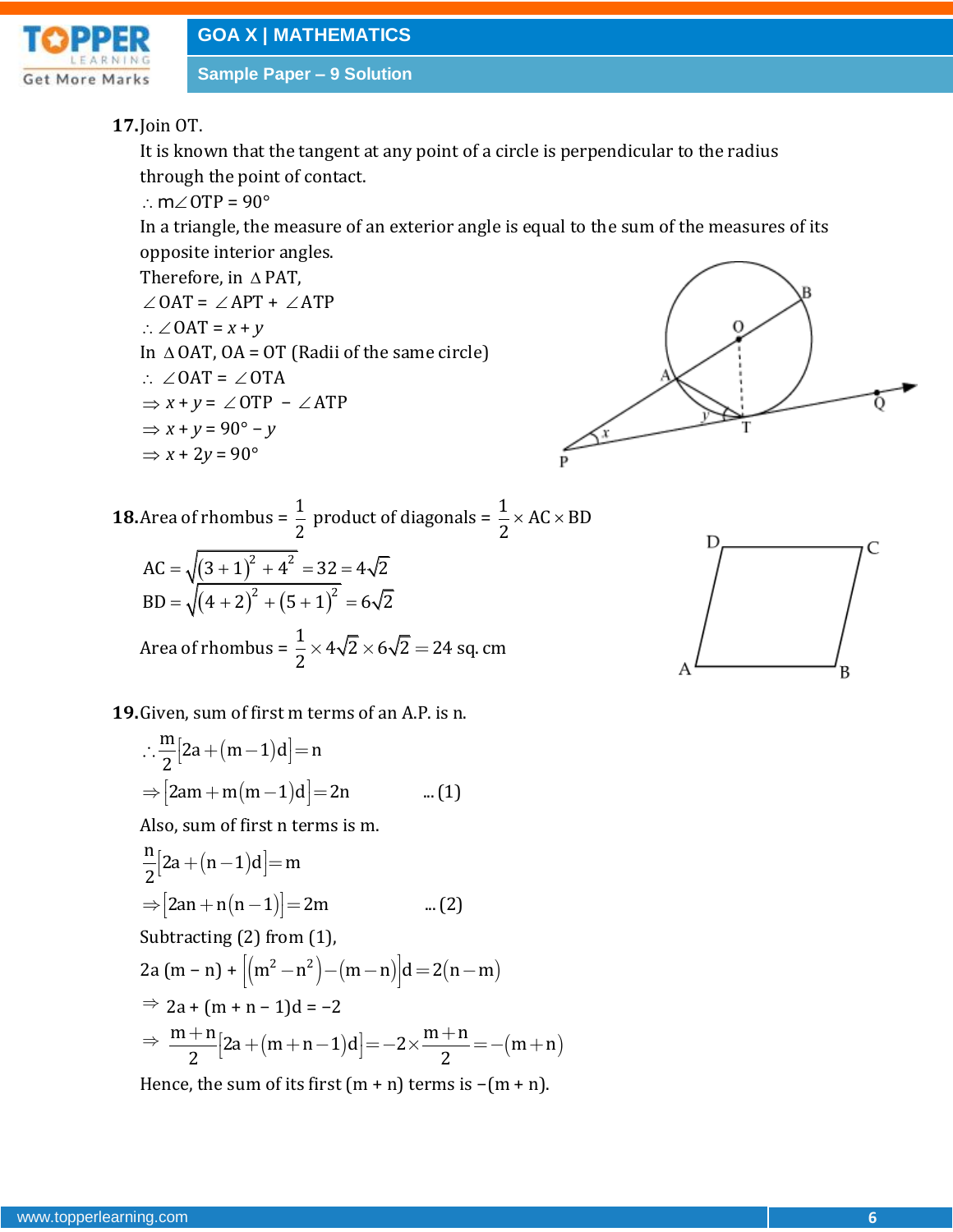**17.** Join OT.

It is known that the tangent at any point of a circle is perpendicular to the radius through the point of contact.

$\therefore m\angle OTP = 90°$

In a triangle, the measure of an exterior angle is equal to the sum of the measures of its opposite interior angles.

Therefore, in $\Delta$ PAT,

$\angle OAT = \angle APT + \angle ATP$

$\therefore \angle OAT = x + y$

In $\Delta$ OAT, OA = OT (Radii of the same circle)

$\therefore \angle OAT = \angle OTA$

$\Rightarrow x + y = \angle OTP - \angle ATP$

$\Rightarrow x + y = 90° - y$

$\Rightarrow x + 2y = 90°$

**18.** Area of rhombus = $\frac{1}{2}$ product of diagonals = $\frac{1}{2} \times AC \times BD$

$AC = \sqrt{(3+1)^2 + 4^2} = 32 = 4\sqrt{2}$

$BD = \sqrt{(4+2)^2 + (5+1)^2} = 6\sqrt{2}$

Area of rhombus = $\frac{1}{2} \times 4\sqrt{2} \times 6\sqrt{2} = 24$ sq. cm

**19.** Given, sum of first m terms of an A.P. is n.

$\therefore \frac{m}{2}\left[2a + (m-1)d\right] = n$

$\Rightarrow \left[2am + m(m-1)d\right] = 2n \qquad \text{... (1)}$

Also, sum of first n terms is m.

$\frac{n}{2}\left[2a + (n-1)d\right] = m$

$\Rightarrow \left[2an + n(n-1)\right] = 2m \qquad \text{... (2)}$

Subtracting (2) from (1),

$2a(m - n) + \left[(m^2 - n^2) - (m - n)\right]d = 2(n - m)$

$\Rightarrow 2a + (m + n - 1)d = -2$

$\Rightarrow \frac{m+n}{2}\left[2a + (m+n-1)d\right] = -2 \times \frac{m+n}{2} = -(m+n)$

Hence, the sum of its first (m + n) terms is −(m + n).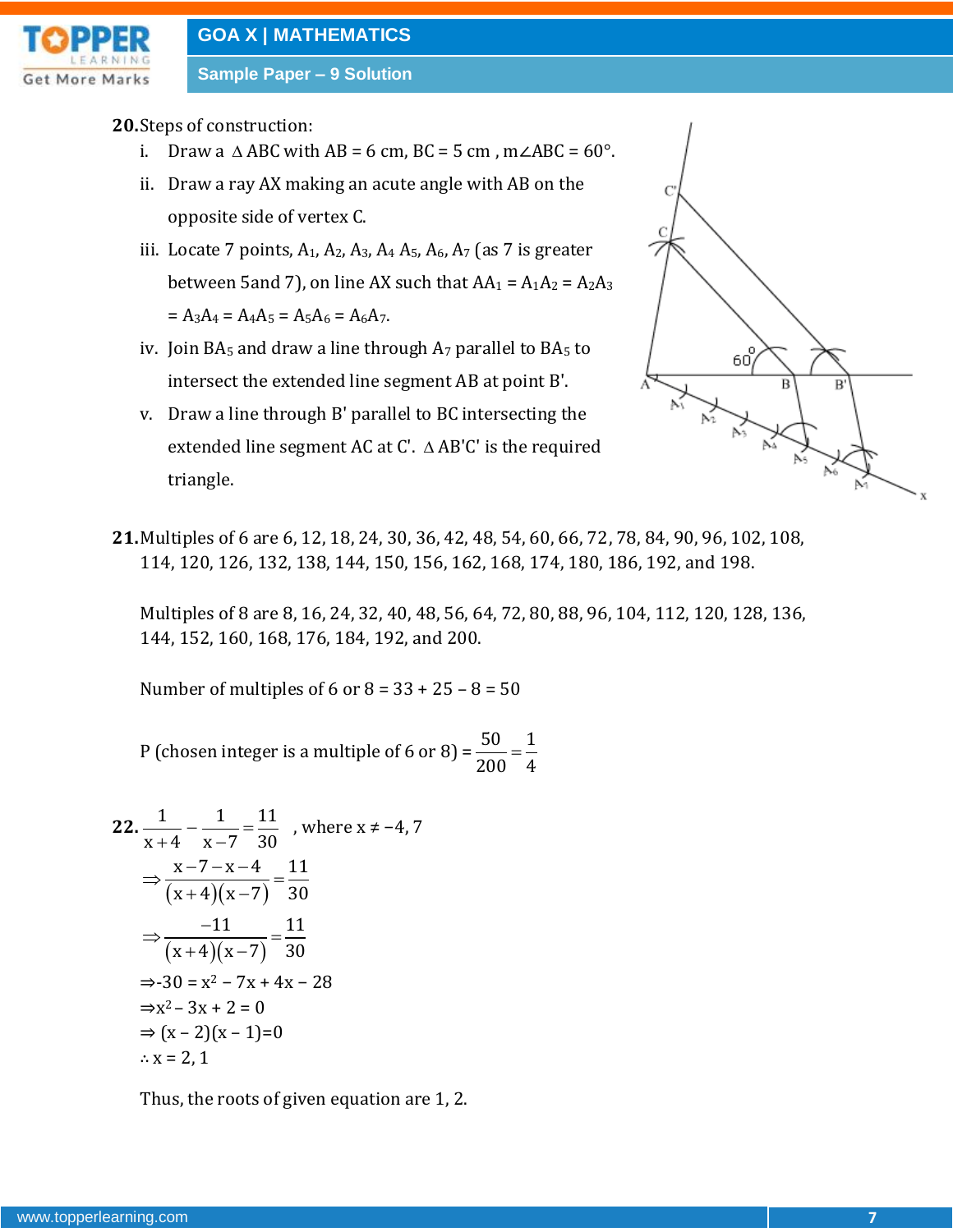**20.** Steps of construction:

i. Draw a $\Delta$ ABC with AB = 6 cm, BC = 5 cm , m$\angle$ABC = 60°.

ii. Draw a ray AX making an acute angle with AB on the opposite side of vertex C.

iii. Locate 7 points, $A_1$, $A_2$, $A_3$, $A_4$ $A_5$, $A_6$, $A_7$ (as 7 is greater between 5and 7), on line AX such that $AA_1 = A_1A_2 = A_2A_3 = A_3A_4 = A_4A_5 = A_5A_6 = A_6A_7$.

iv. Join $BA_5$ and draw a line through $A_7$ parallel to $BA_5$ to intersect the extended line segment AB at point B'.

v. Draw a line through B' parallel to BC intersecting the extended line segment AC at C'. $\Delta$ AB'C' is the required triangle.

**21.** Multiples of 6 are 6, 12, 18, 24, 30, 36, 42, 48, 54, 60, 66, 72, 78, 84, 90, 96, 102, 108, 114, 120, 126, 132, 138, 144, 150, 156, 162, 168, 174, 180, 186, 192, and 198.

Multiples of 8 are 8, 16, 24, 32, 40, 48, 56, 64, 72, 80, 88, 96, 104, 112, 120, 128, 136, 144, 152, 160, 168, 176, 184, 192, and 200.

Number of multiples of 6 or 8 = 33 + 25 – 8 = 50

P (chosen integer is a multiple of 6 or 8) = $\frac{50}{200} = \frac{1}{4}$

**22.** $\frac{1}{x+4} - \frac{1}{x-7} = \frac{11}{30}$ , where $x \neq -4, 7$

$\Rightarrow \frac{x-7-x-4}{(x+4)(x-7)} = \frac{11}{30}$

$\Rightarrow \frac{-11}{(x+4)(x-7)} = \frac{11}{30}$

$\Rightarrow -30 = x^2 - 7x + 4x - 28$

$\Rightarrow x^2 - 3x + 2 = 0$

$\Rightarrow (x - 2)(x - 1) = 0$

$\therefore x = 2, 1$

Thus, the roots of given equation are 1, 2.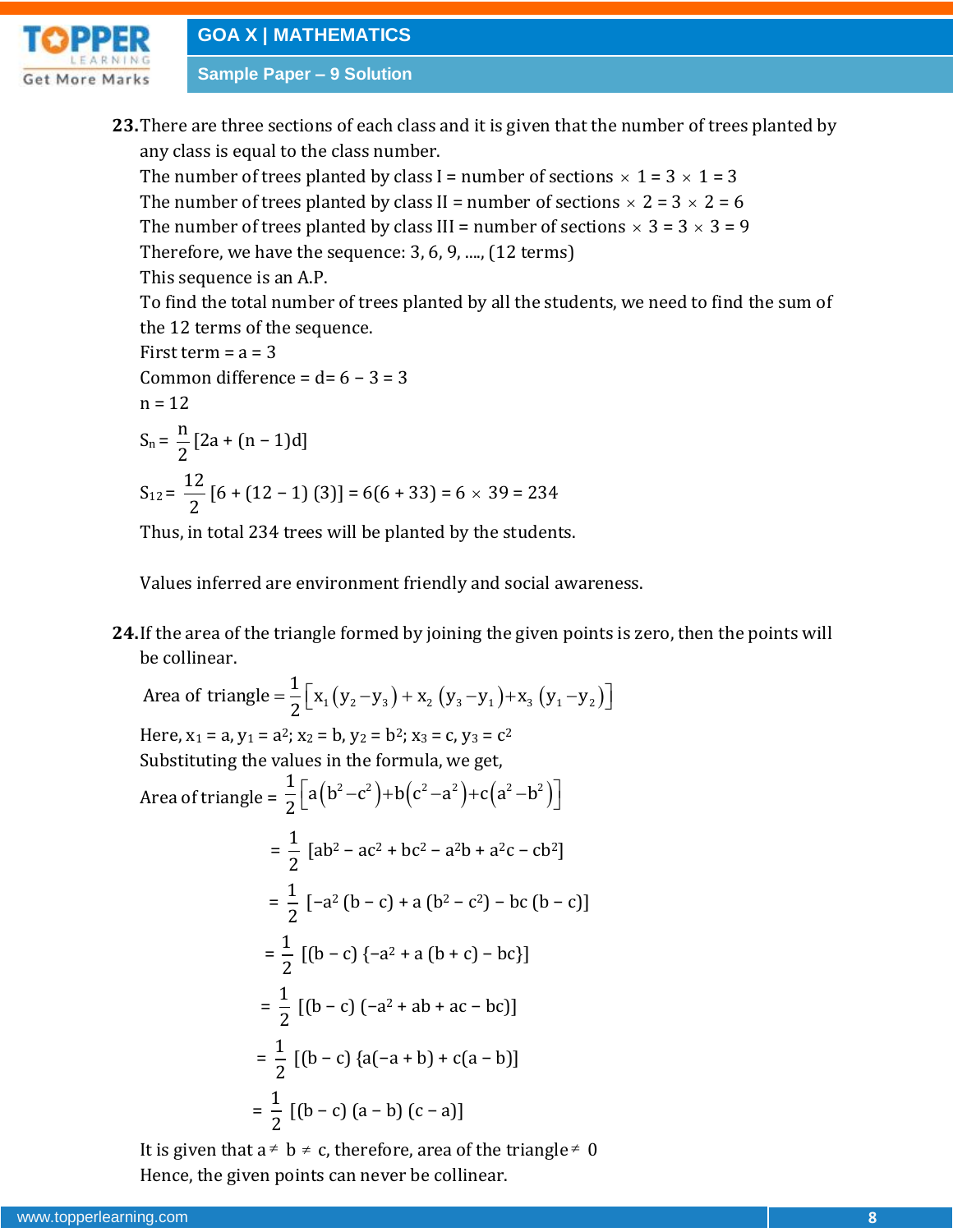**23.** There are three sections of each class and it is given that the number of trees planted by any class is equal to the class number.

The number of trees planted by class I = number of sections × 1 = 3 × 1 = 3

The number of trees planted by class II = number of sections × 2 = 3 × 2 = 6

The number of trees planted by class III = number of sections × 3 = 3 × 3 = 9

Therefore, we have the sequence: 3, 6, 9, ...., (12 terms)

This sequence is an A.P.

To find the total number of trees planted by all the students, we need to find the sum of the 12 terms of the sequence.

First term = a = 3

Common difference = d= 6 − 3 = 3

n = 12

$$S_n = \frac{n}{2}[2a + (n - 1)d]$$

$$S_{12} = \frac{12}{2}[6 + (12 - 1)(3)] = 6(6 + 33) = 6 \times 39 = 234$$

Thus, in total 234 trees will be planted by the students.

Values inferred are environment friendly and social awareness.

**24.** If the area of the triangle formed by joining the given points is zero, then the points will be collinear.

$$\text{Area of triangle} = \frac{1}{2}\left[x_1(y_2 - y_3) + x_2(y_3 - y_1) + x_3(y_1 - y_2)\right]$$

Here, $x_1 = a, y_1 = a^2$; $x_2 = b, y_2 = b^2$; $x_3 = c, y_3 = c^2$

Substituting the values in the formula, we get,

$$\text{Area of triangle} = \frac{1}{2}\left[a(b^2 - c^2) + b(c^2 - a^2) + c(a^2 - b^2)\right]$$

$$= \frac{1}{2}[ab^2 - ac^2 + bc^2 - a^2b + a^2c - cb^2]$$

$$= \frac{1}{2}[-a^2(b - c) + a(b^2 - c^2) - bc(b - c)]$$

$$= \frac{1}{2}[(b - c)\{-a^2 + a(b + c) - bc\}]$$

$$= \frac{1}{2}[(b - c)(-a^2 + ab + ac - bc)]$$

$$= \frac{1}{2}[(b - c)\{a(-a + b) + c(a - b)]$$

$$= \frac{1}{2}[(b - c)(a - b)(c - a)]$$

It is given that $a \neq b \neq c$, therefore, area of the triangle $\neq 0$

Hence, the given points can never be collinear.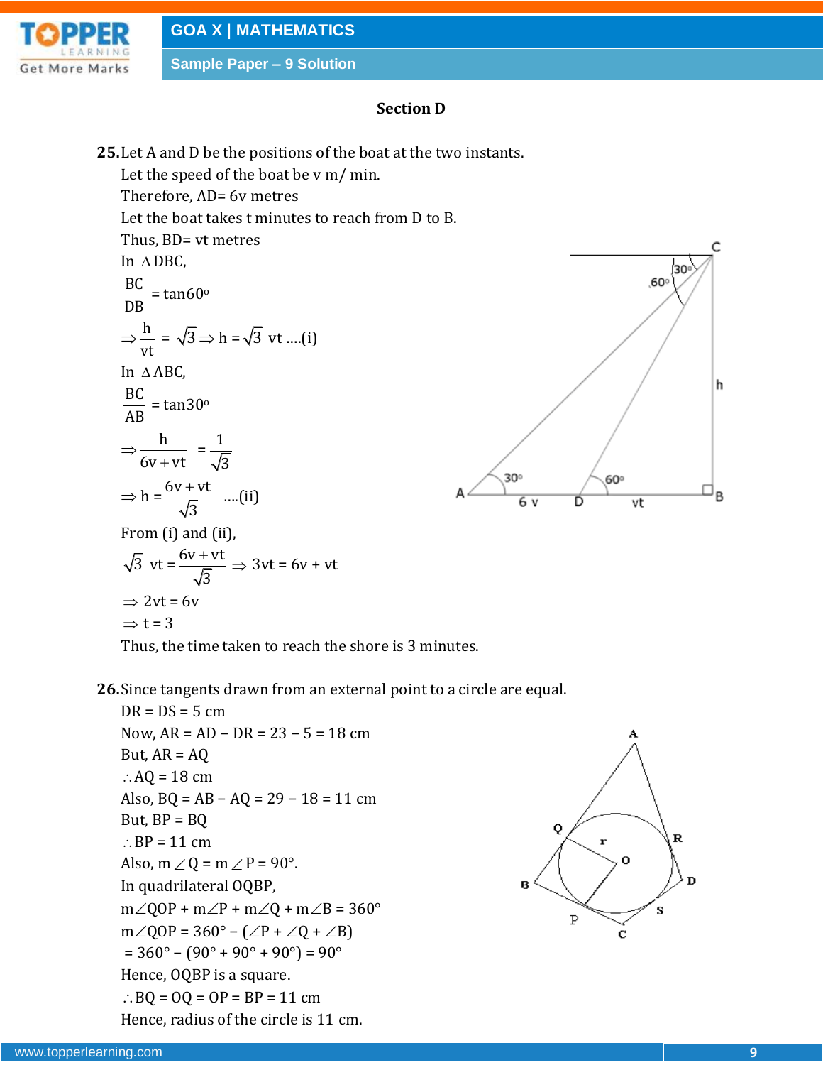## Section D

**25.** Let A and D be the positions of the boat at the two instants.

Let the speed of the boat be v m/ min.

Therefore, AD= 6v metres

Let the boat takes t minutes to reach from D to B.

Thus, BD= vt metres

In $\Delta$DBC,

$$\frac{BC}{DB} = \tan 60^\circ$$

$$\Rightarrow \frac{h}{vt} = \sqrt{3} \Rightarrow h = \sqrt{3}\ vt \ ....(i)$$

In $\Delta$ABC,

$$\frac{BC}{AB} = \tan 30^\circ$$

$$\Rightarrow \frac{h}{6v + vt} = \frac{1}{\sqrt{3}}$$

$$\Rightarrow h = \frac{6v + vt}{\sqrt{3}} \ ....(ii)$$

From (i) and (ii),

$$\sqrt{3}\ vt = \frac{6v + vt}{\sqrt{3}} \Rightarrow 3vt = 6v + vt$$

$$\Rightarrow 2vt = 6v$$

$$\Rightarrow t = 3$$

Thus, the time taken to reach the shore is 3 minutes.

**26.** Since tangents drawn from an external point to a circle are equal.

DR = DS = 5 cm

Now, AR = AD – DR = 23 – 5 = 18 cm

But, AR = AQ

$\therefore$ AQ = 18 cm

Also, BQ = AB – AQ = 29 – 18 = 11 cm

But, BP = BQ

$\therefore$ BP = 11 cm

Also, m$\angle$Q = m$\angle$P = 90°.

In quadrilateral OQBP,

m$\angle$QOP + m$\angle$P + m$\angle$Q + m$\angle$B = 360°

m$\angle$QOP = 360° – ($\angle$P + $\angle$Q + $\angle$B)

= 360° – (90° + 90° + 90°) = 90°

Hence, OQBP is a square.

$\therefore$ BQ = OQ = OP = BP = 11 cm

Hence, radius of the circle is 11 cm.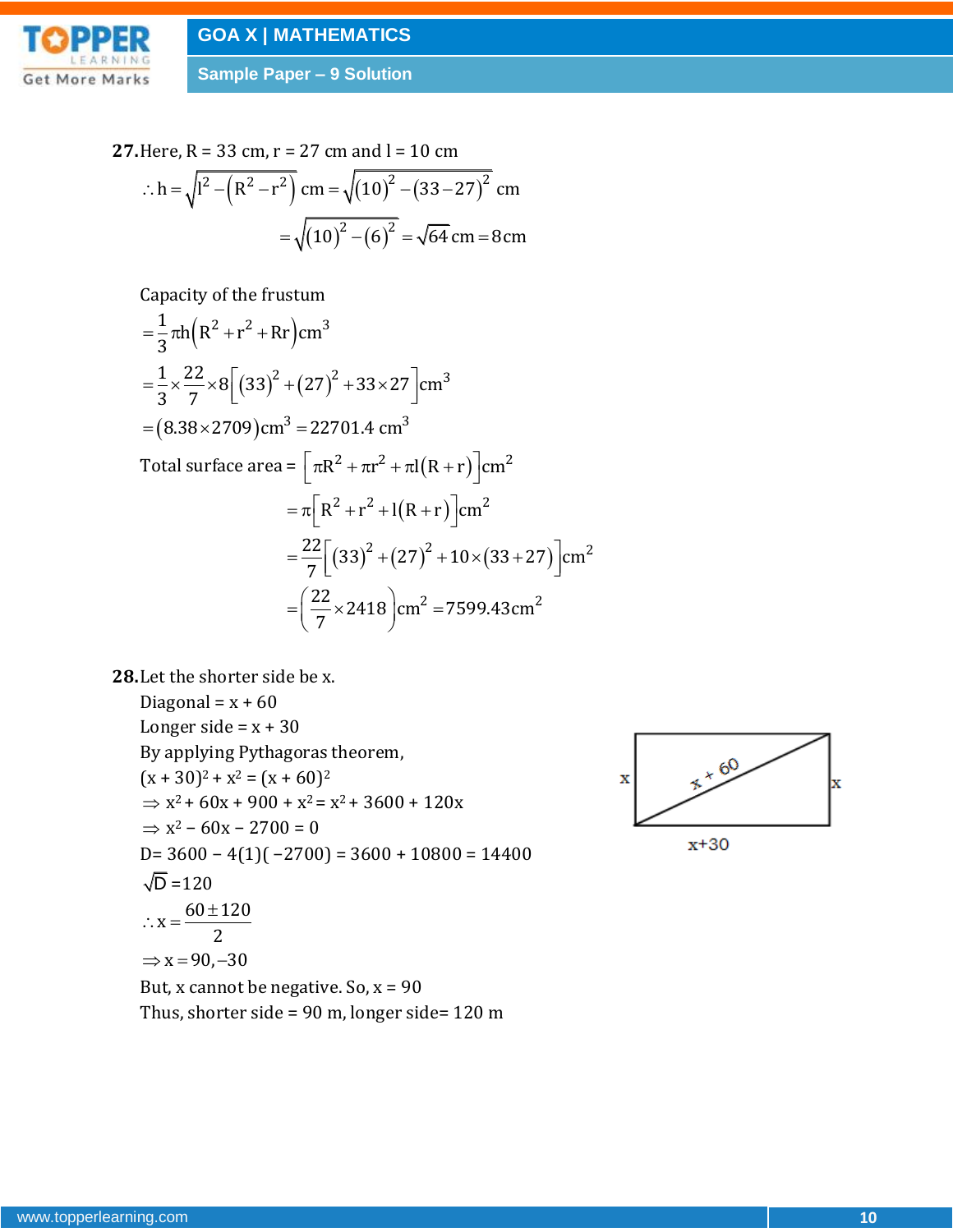**27.** Here, R = 33 cm, r = 27 cm and l = 10 cm

$$\therefore h = \sqrt{l^2 - \left(R^2 - r^2\right)}\ \text{cm} = \sqrt{(10)^2 - (33-27)^2}\ \text{cm}$$

$$= \sqrt{(10)^2 - (6)^2} = \sqrt{64}\ \text{cm} = 8\,\text{cm}$$

Capacity of the frustum

$$= \frac{1}{3}\pi h\left(R^2 + r^2 + Rr\right)\text{cm}^3$$

$$= \frac{1}{3}\times\frac{22}{7}\times 8\left[(33)^2 + (27)^2 + 33\times 27\right]\text{cm}^3$$

$$= (8.38\times 2709)\text{cm}^3 = 22701.4\ \text{cm}^3$$

Total surface area $= \left[\pi R^2 + \pi r^2 + \pi l(R+r)\right]\text{cm}^2$

$$= \pi\left[R^2 + r^2 + l(R+r)\right]\text{cm}^2$$

$$= \frac{22}{7}\left[(33)^2 + (27)^2 + 10\times(33+27)\right]\text{cm}^2$$

$$= \left(\frac{22}{7}\times 2418\right)\text{cm}^2 = 7599.43\text{cm}^2$$

**28.** Let the shorter side be x.

Diagonal = x + 60

Longer side = x + 30

By applying Pythagoras theorem,

$(x + 30)^2 + x^2 = (x + 60)^2$

$\Rightarrow x^2 + 60x + 900 + x^2 = x^2 + 3600 + 120x$

$\Rightarrow x^2 - 60x - 2700 = 0$

D= 3600 − 4(1)(−2700) = 3600 + 10800 = 14400

$\sqrt{D} = 120$

$$\therefore x = \frac{60 \pm 120}{2}$$

$\Rightarrow x = 90, -30$

But, x cannot be negative. So, x = 90

Thus, shorter side = 90 m, longer side= 120 m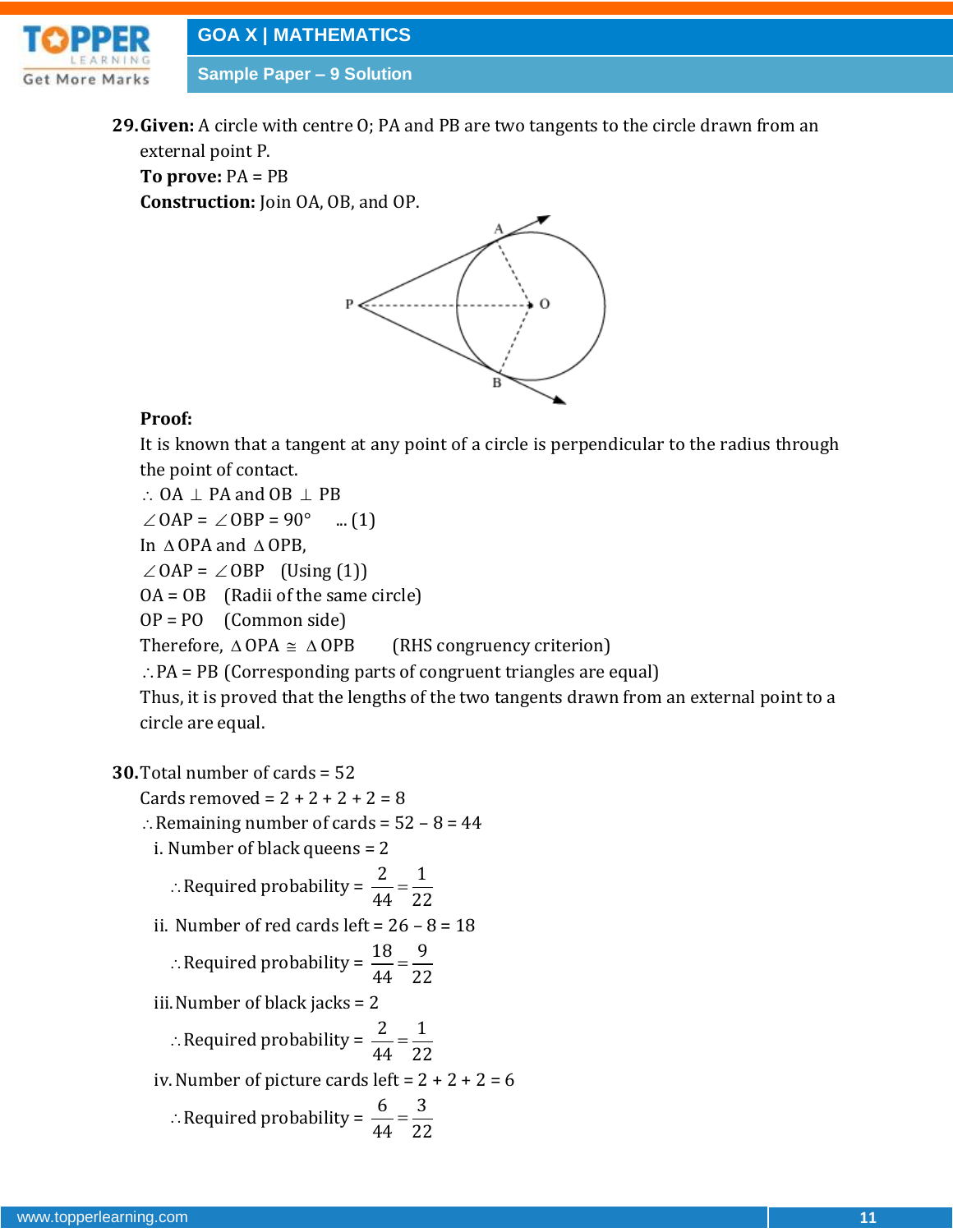**29.** **Given:** A circle with centre O; PA and PB are two tangents to the circle drawn from an external point P.

**To prove:** PA = PB

**Construction:** Join OA, OB, and OP.

**Proof:**

It is known that a tangent at any point of a circle is perpendicular to the radius through the point of contact.

$\therefore$ OA $\perp$ PA and OB $\perp$ PB

$\angle$OAP = $\angle$OBP = 90° ... (1)

In $\Delta$OPA and $\Delta$OPB,

$\angle$OAP = $\angle$OBP (Using (1))

OA = OB (Radii of the same circle)

OP = PO (Common side)

Therefore, $\Delta$OPA $\cong$ $\Delta$OPB (RHS congruency criterion)

$\therefore$ PA = PB (Corresponding parts of congruent triangles are equal)

Thus, it is proved that the lengths of the two tangents drawn from an external point to a circle are equal.

**30.** Total number of cards = 52

Cards removed = 2 + 2 + 2 + 2 = 8

$\therefore$ Remaining number of cards = 52 – 8 = 44

i. Number of black queens = 2

$\therefore$ Required probability = $\frac{2}{44} = \frac{1}{22}$

ii. Number of red cards left = 26 – 8 = 18

$\therefore$ Required probability = $\frac{18}{44} = \frac{9}{22}$

iii. Number of black jacks = 2

$\therefore$ Required probability = $\frac{2}{44} = \frac{1}{22}$

iv. Number of picture cards left = 2 + 2 + 2 = 6

$\therefore$ Required probability = $\frac{6}{44} = \frac{3}{22}$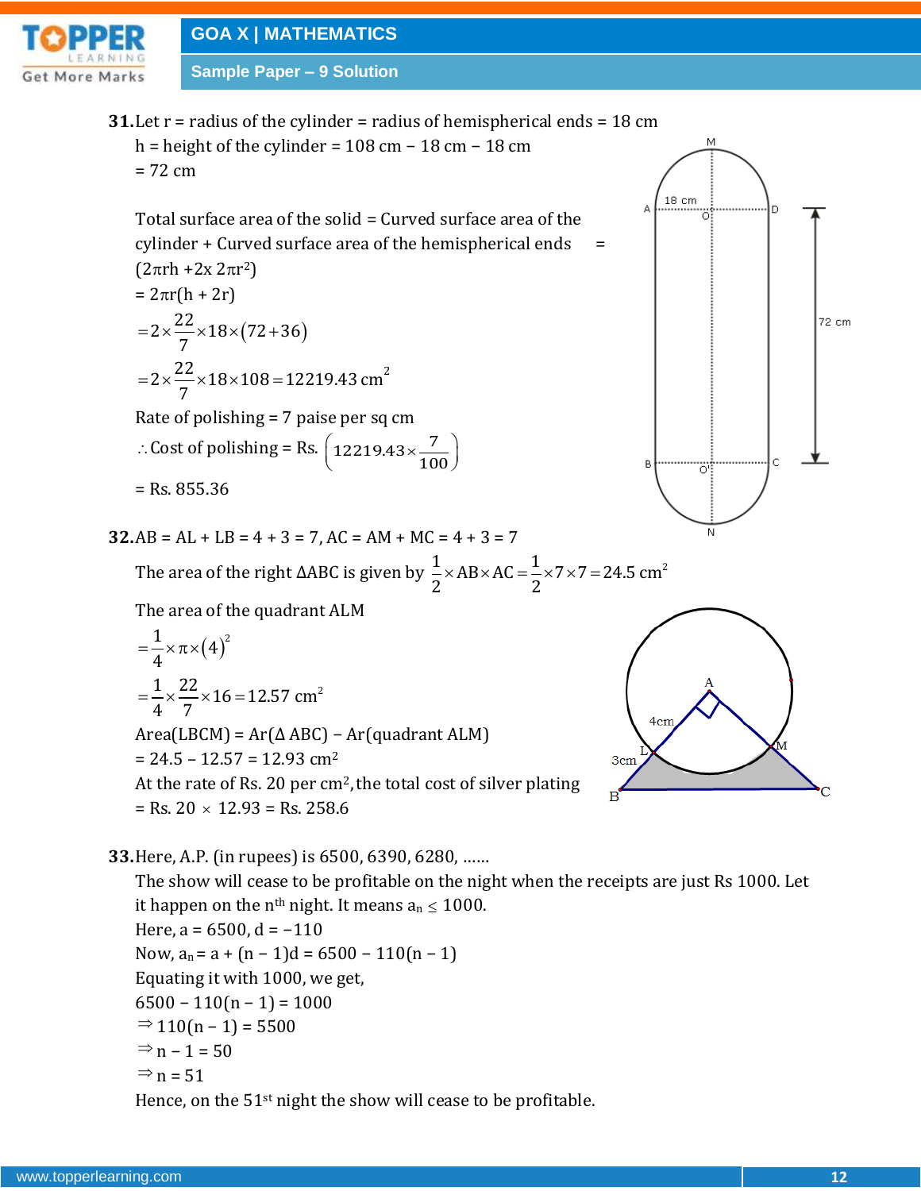**31.** Let r = radius of the cylinder = radius of hemispherical ends = 18 cm

h = height of the cylinder = 108 cm – 18 cm – 18 cm

= 72 cm

Total surface area of the solid = Curved surface area of the cylinder + Curved surface area of the hemispherical ends = $(2\pi rh + 2\times 2\pi r^2)$

$= 2\pi r(h + 2r)$

$= 2\times\frac{22}{7}\times 18\times(72+36)$

$= 2\times\frac{22}{7}\times 18\times 108 = 12219.43\ \text{cm}^2$

Rate of polishing = 7 paise per sq cm

$\therefore$ Cost of polishing = Rs. $\left(12219.43\times\frac{7}{100}\right)$

= Rs. 855.36

**32.** AB = AL + LB = 4 + 3 = 7, AC = AM + MC = 4 + 3 = 7

The area of the right ΔABC is given by $\frac{1}{2}\times AB\times AC = \frac{1}{2}\times 7\times 7 = 24.5\ \text{cm}^2$

The area of the quadrant ALM

$= \frac{1}{4}\times\pi\times(4)^2$

$= \frac{1}{4}\times\frac{22}{7}\times 16 = 12.57\ \text{cm}^2$

Area(LBCM) = Ar(Δ ABC) – Ar(quadrant ALM)

= 24.5 – 12.57 = 12.93 $\text{cm}^2$

At the rate of Rs. 20 per $\text{cm}^2$, the total cost of silver plating

= Rs. 20 × 12.93 = Rs. 258.6

**33.** Here, A.P. (in rupees) is 6500, 6390, 6280, ……

The show will cease to be profitable on the night when the receipts are just Rs 1000. Let it happen on the $n^{th}$ night. It means $a_n \le 1000$.

Here, a = 6500, d = –110

Now, $a_n = a + (n-1)d = 6500 - 110(n-1)$

Equating it with 1000, we get,

$6500 - 110(n-1) = 1000$

$\Rightarrow 110(n-1) = 5500$

$\Rightarrow n - 1 = 50$

$\Rightarrow n = 51$

Hence, on the $51^{st}$ night the show will cease to be profitable.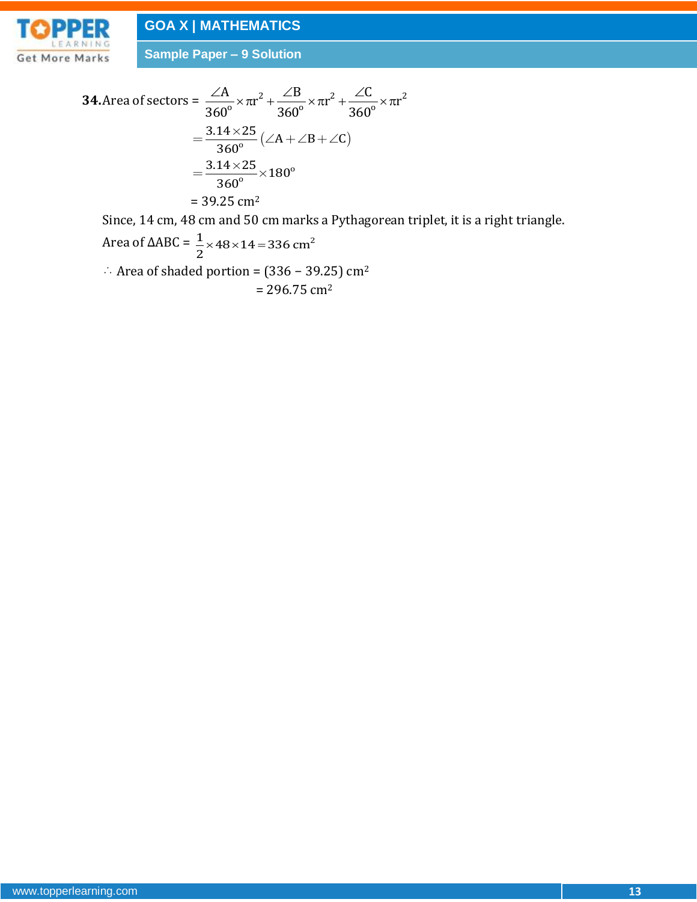**34.** Area of sectors = $\frac{\angle A}{360^o}\times \pi r^2 + \frac{\angle B}{360^o}\times \pi r^2 + \frac{\angle C}{360^o}\times \pi r^2$

$= \frac{3.14\times 25}{360^o}(\angle A + \angle B + \angle C)$

$= \frac{3.14\times 25}{360^o}\times 180^o$

= 39.25 $cm^2$

Since, 14 cm, 48 cm and 50 cm marks a Pythagorean triplet, it is a right triangle.

Area of $\Delta ABC$ = $\frac{1}{2}\times 48\times 14 = 336\ cm^2$

$\therefore$ Area of shaded portion = (336 – 39.25) $cm^2$

= 296.75 $cm^2$